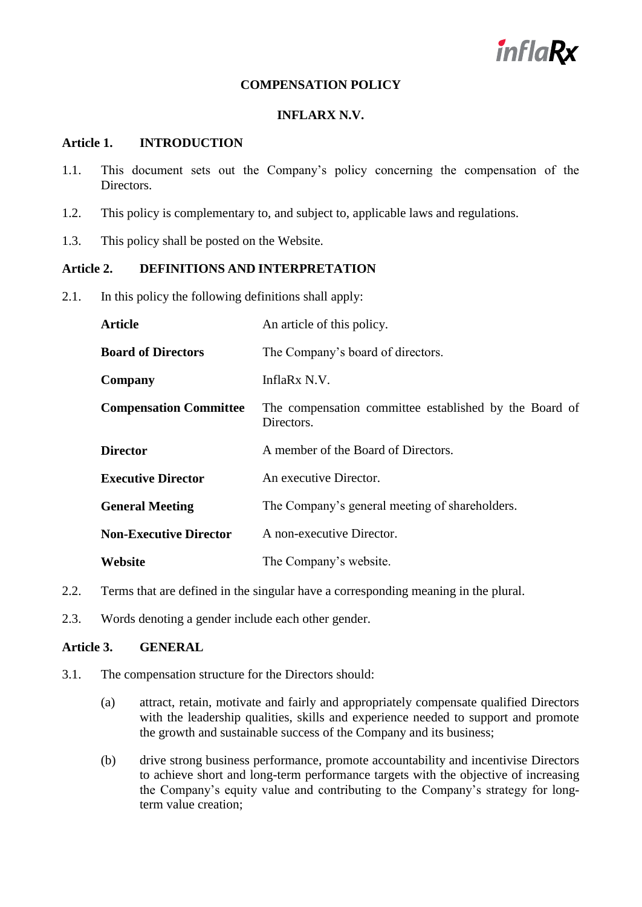# COMPENSATION POLICY

## INFLARX N.V.

### Article 1. INTRODUCTION

1.1. This document sets out the Company's policy concerning the compensation of the Directors.

1.2. This policy is complementary to, and subject to, applicable laws and regulations.

1.3. This policy shall be posted on the Website.

### Article 2. DEFINITIONS AND INTERPRETATION

2.1. In this policy the following definitions shall apply:

| | |
|---|---|
| **Article** | An article of this policy. |
| **Board of Directors** | The Company's board of directors. |
| **Company** | InflaRx N.V. |
| **Compensation Committee** | The compensation committee established by the Board of Directors. |
| **Director** | A member of the Board of Directors. |
| **Executive Director** | An executive Director. |
| **General Meeting** | The Company's general meeting of shareholders. |
| **Non-Executive Director** | A non-executive Director. |
| **Website** | The Company's website. |

2.2. Terms that are defined in the singular have a corresponding meaning in the plural.

2.3. Words denoting a gender include each other gender.

### Article 3. GENERAL

3.1. The compensation structure for the Directors should:

(a) attract, retain, motivate and fairly and appropriately compensate qualified Directors with the leadership qualities, skills and experience needed to support and promote the growth and sustainable success of the Company and its business;

(b) drive strong business performance, promote accountability and incentivise Directors to achieve short and long-term performance targets with the objective of increasing the Company's equity value and contributing to the Company's strategy for long-term value creation;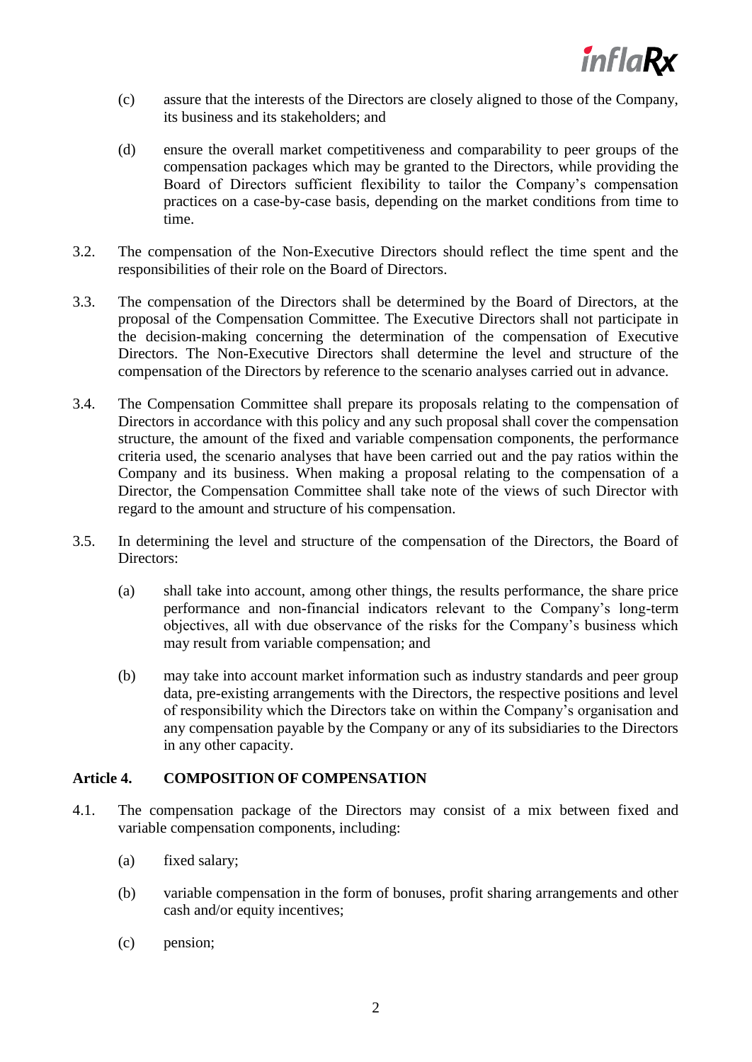(c) assure that the interests of the Directors are closely aligned to those of the Company, its business and its stakeholders; and

(d) ensure the overall market competitiveness and comparability to peer groups of the compensation packages which may be granted to the Directors, while providing the Board of Directors sufficient flexibility to tailor the Company's compensation practices on a case-by-case basis, depending on the market conditions from time to time.

3.2. The compensation of the Non-Executive Directors should reflect the time spent and the responsibilities of their role on the Board of Directors.

3.3. The compensation of the Directors shall be determined by the Board of Directors, at the proposal of the Compensation Committee. The Executive Directors shall not participate in the decision-making concerning the determination of the compensation of Executive Directors. The Non-Executive Directors shall determine the level and structure of the compensation of the Directors by reference to the scenario analyses carried out in advance.

3.4. The Compensation Committee shall prepare its proposals relating to the compensation of Directors in accordance with this policy and any such proposal shall cover the compensation structure, the amount of the fixed and variable compensation components, the performance criteria used, the scenario analyses that have been carried out and the pay ratios within the Company and its business. When making a proposal relating to the compensation of a Director, the Compensation Committee shall take note of the views of such Director with regard to the amount and structure of his compensation.

3.5. In determining the level and structure of the compensation of the Directors, the Board of Directors:

(a) shall take into account, among other things, the results performance, the share price performance and non-financial indicators relevant to the Company's long-term objectives, all with due observance of the risks for the Company's business which may result from variable compensation; and

(b) may take into account market information such as industry standards and peer group data, pre-existing arrangements with the Directors, the respective positions and level of responsibility which the Directors take on within the Company's organisation and any compensation payable by the Company or any of its subsidiaries to the Directors in any other capacity.

## Article 4. COMPOSITION OF COMPENSATION

4.1. The compensation package of the Directors may consist of a mix between fixed and variable compensation components, including:

(a) fixed salary;

(b) variable compensation in the form of bonuses, profit sharing arrangements and other cash and/or equity incentives;

(c) pension;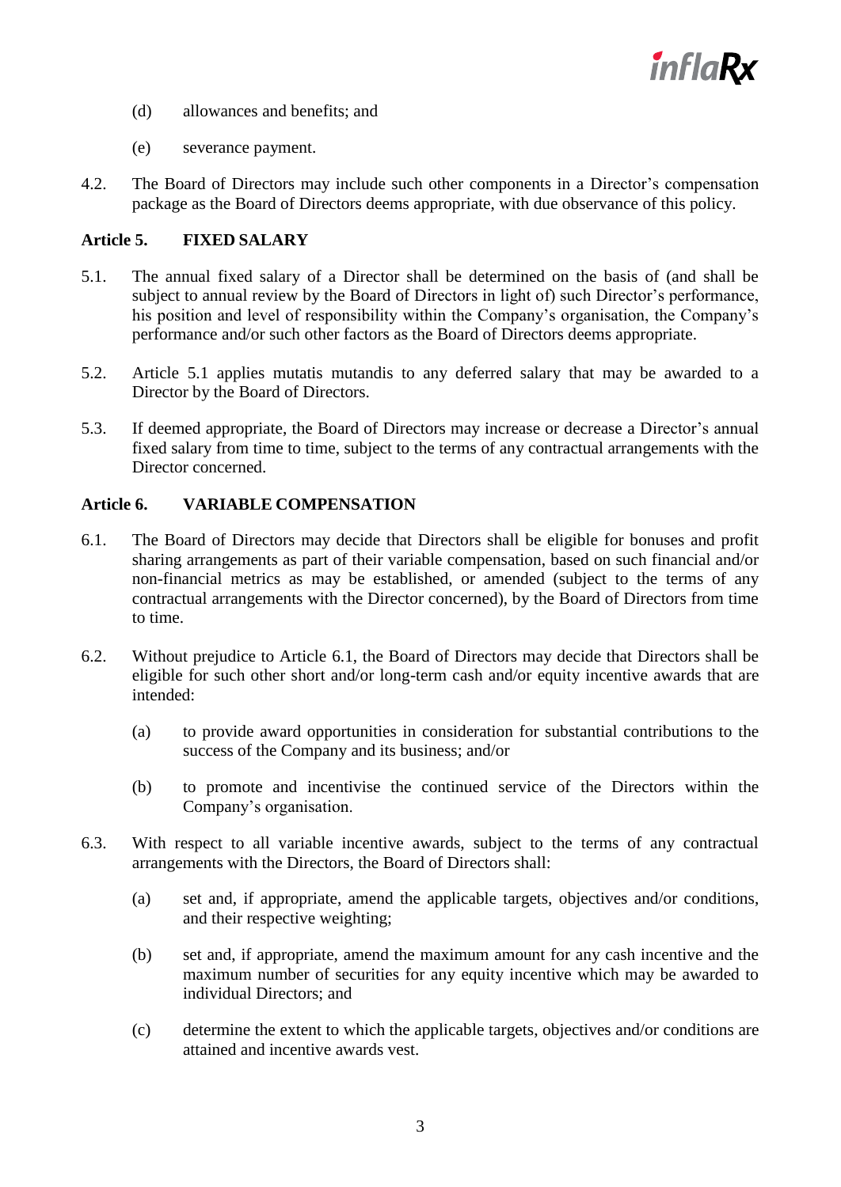(d) allowances and benefits; and

(e) severance payment.

4.2. The Board of Directors may include such other components in a Director's compensation package as the Board of Directors deems appropriate, with due observance of this policy.

## Article 5. FIXED SALARY

5.1. The annual fixed salary of a Director shall be determined on the basis of (and shall be subject to annual review by the Board of Directors in light of) such Director's performance, his position and level of responsibility within the Company's organisation, the Company's performance and/or such other factors as the Board of Directors deems appropriate.

5.2. Article 5.1 applies mutatis mutandis to any deferred salary that may be awarded to a Director by the Board of Directors.

5.3. If deemed appropriate, the Board of Directors may increase or decrease a Director's annual fixed salary from time to time, subject to the terms of any contractual arrangements with the Director concerned.

## Article 6. VARIABLE COMPENSATION

6.1. The Board of Directors may decide that Directors shall be eligible for bonuses and profit sharing arrangements as part of their variable compensation, based on such financial and/or non-financial metrics as may be established, or amended (subject to the terms of any contractual arrangements with the Director concerned), by the Board of Directors from time to time.

6.2. Without prejudice to Article 6.1, the Board of Directors may decide that Directors shall be eligible for such other short and/or long-term cash and/or equity incentive awards that are intended:

(a) to provide award opportunities in consideration for substantial contributions to the success of the Company and its business; and/or

(b) to promote and incentivise the continued service of the Directors within the Company's organisation.

6.3. With respect to all variable incentive awards, subject to the terms of any contractual arrangements with the Directors, the Board of Directors shall:

(a) set and, if appropriate, amend the applicable targets, objectives and/or conditions, and their respective weighting;

(b) set and, if appropriate, amend the maximum amount for any cash incentive and the maximum number of securities for any equity incentive which may be awarded to individual Directors; and

(c) determine the extent to which the applicable targets, objectives and/or conditions are attained and incentive awards vest.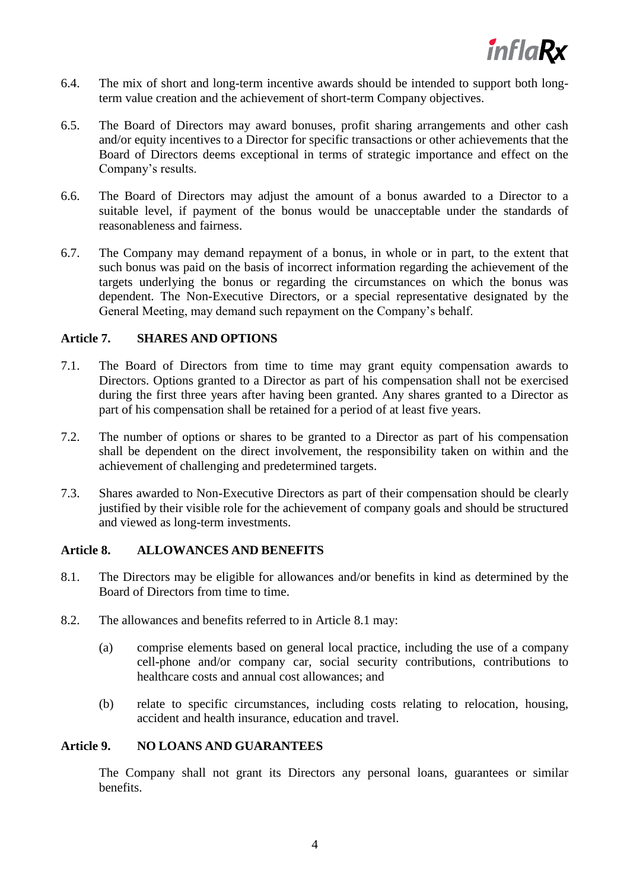6.4. The mix of short and long-term incentive awards should be intended to support both long-term value creation and the achievement of short-term Company objectives.

6.5. The Board of Directors may award bonuses, profit sharing arrangements and other cash and/or equity incentives to a Director for specific transactions or other achievements that the Board of Directors deems exceptional in terms of strategic importance and effect on the Company's results.

6.6. The Board of Directors may adjust the amount of a bonus awarded to a Director to a suitable level, if payment of the bonus would be unacceptable under the standards of reasonableness and fairness.

6.7. The Company may demand repayment of a bonus, in whole or in part, to the extent that such bonus was paid on the basis of incorrect information regarding the achievement of the targets underlying the bonus or regarding the circumstances on which the bonus was dependent. The Non-Executive Directors, or a special representative designated by the General Meeting, may demand such repayment on the Company's behalf.

## Article 7. SHARES AND OPTIONS

7.1. The Board of Directors from time to time may grant equity compensation awards to Directors. Options granted to a Director as part of his compensation shall not be exercised during the first three years after having been granted. Any shares granted to a Director as part of his compensation shall be retained for a period of at least five years.

7.2. The number of options or shares to be granted to a Director as part of his compensation shall be dependent on the direct involvement, the responsibility taken on within and the achievement of challenging and predetermined targets.

7.3. Shares awarded to Non-Executive Directors as part of their compensation should be clearly justified by their visible role for the achievement of company goals and should be structured and viewed as long-term investments.

## Article 8. ALLOWANCES AND BENEFITS

8.1. The Directors may be eligible for allowances and/or benefits in kind as determined by the Board of Directors from time to time.

8.2. The allowances and benefits referred to in Article 8.1 may:

(a) comprise elements based on general local practice, including the use of a company cell-phone and/or company car, social security contributions, contributions to healthcare costs and annual cost allowances; and

(b) relate to specific circumstances, including costs relating to relocation, housing, accident and health insurance, education and travel.

## Article 9. NO LOANS AND GUARANTEES

The Company shall not grant its Directors any personal loans, guarantees or similar benefits.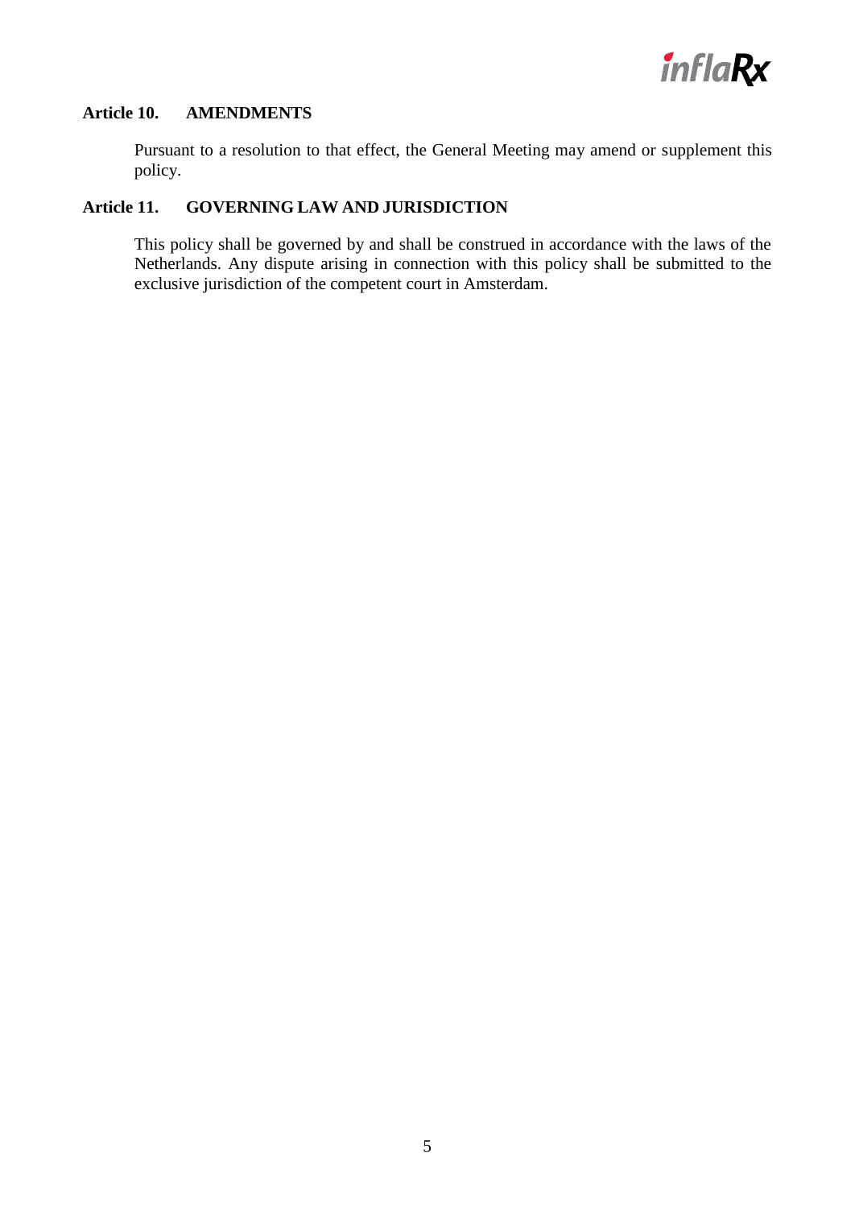## Article 10. AMENDMENTS

Pursuant to a resolution to that effect, the General Meeting may amend or supplement this policy.

## Article 11. GOVERNING LAW AND JURISDICTION

This policy shall be governed by and shall be construed in accordance with the laws of the Netherlands. Any dispute arising in connection with this policy shall be submitted to the exclusive jurisdiction of the competent court in Amsterdam.